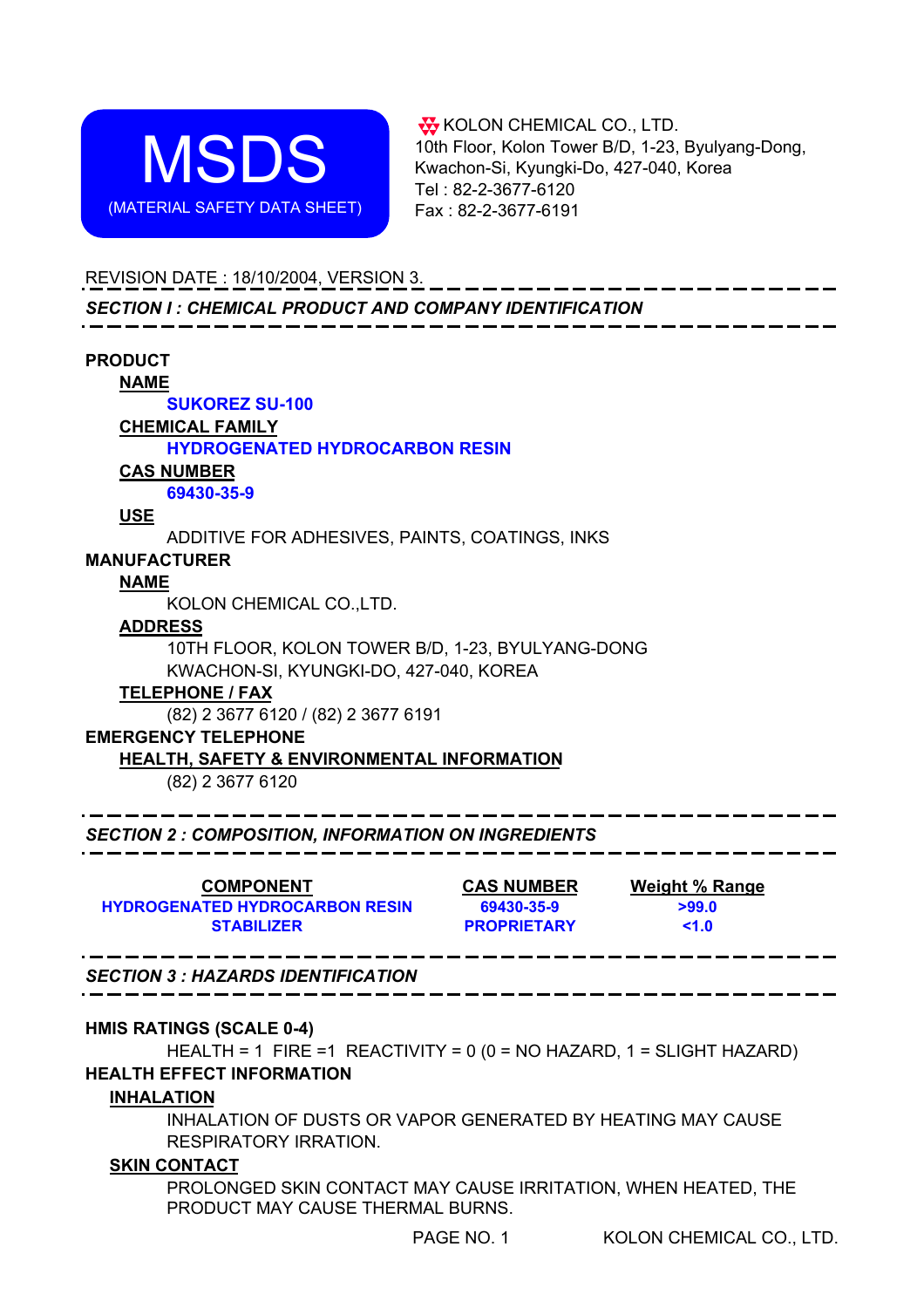# MSDS

(MATERIAL SAFETY DATA SHEET)

KOLON CHEMICAL CO., LTD.
10th Floor, Kolon Tower B/D, 1-23, Byulyang-Dong,
Kwachon-Si, Kyungki-Do, 427-040, Korea
Tel : 82-2-3677-6120
Fax : 82-2-3677-6191

REVISION DATE : 18/10/2004, VERSION 3.

## *SECTION I : CHEMICAL PRODUCT AND COMPANY IDENTIFICATION*

**PRODUCT**

**NAME**

**SUKOREZ SU-100**

**CHEMICAL FAMILY**

**HYDROGENATED HYDROCARBON RESIN**

**CAS NUMBER**

**69430-35-9**

**USE**

ADDITIVE FOR ADHESIVES, PAINTS, COATINGS, INKS

**MANUFACTURER**

**NAME**

KOLON CHEMICAL CO.,LTD.

**ADDRESS**

10TH FLOOR, KOLON TOWER B/D, 1-23, BYULYANG-DONG
KWACHON-SI, KYUNGKI-DO, 427-040, KOREA

**TELEPHONE / FAX**

(82) 2 3677 6120 / (82) 2 3677 6191

**EMERGENCY TELEPHONE**

**HEALTH, SAFETY & ENVIRONMENTAL INFORMATION**

(82) 2 3677 6120

## *SECTION 2 : COMPOSITION, INFORMATION ON INGREDIENTS*

| COMPONENT | CAS NUMBER | Weight % Range |
|---|---|---|
| HYDROGENATED HYDROCARBON RESIN | 69430-35-9 | >99.0 |
| STABILIZER | PROPRIETARY | <1.0 |

## *SECTION 3 : HAZARDS IDENTIFICATION*

**HMIS RATINGS (SCALE 0-4)**

HEALTH = 1 FIRE =1 REACTIVITY = 0 (0 = NO HAZARD, 1 = SLIGHT HAZARD)

**HEALTH EFFECT INFORMATION**

**INHALATION**

INHALATION OF DUSTS OR VAPOR GENERATED BY HEATING MAY CAUSE RESPIRATORY IRRATION.

**SKIN CONTACT**

PROLONGED SKIN CONTACT MAY CAUSE IRRITATION, WHEN HEATED, THE PRODUCT MAY CAUSE THERMAL BURNS.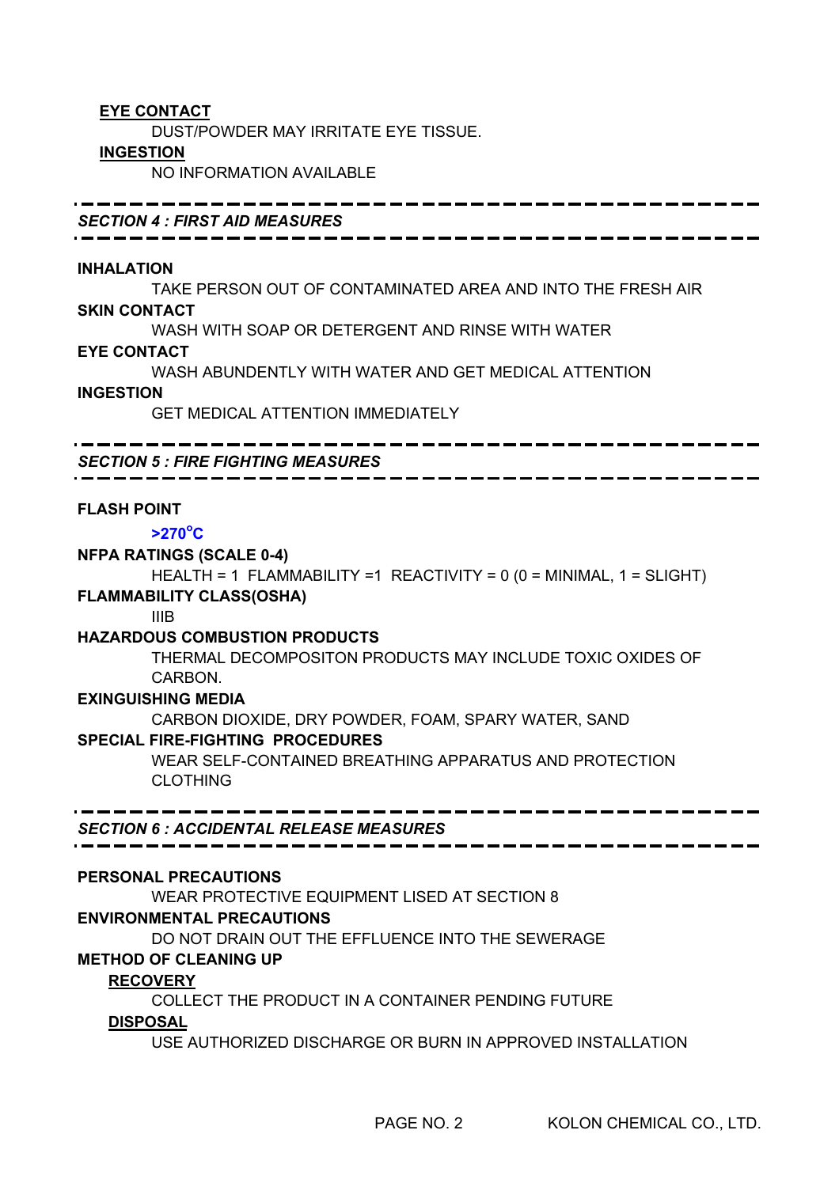**EYE CONTACT**

DUST/POWDER MAY IRRITATE EYE TISSUE.

**INGESTION**

NO INFORMATION AVAILABLE

---

## *SECTION 4 : FIRST AID MEASURES*

---

**INHALATION**

TAKE PERSON OUT OF CONTAMINATED AREA AND INTO THE FRESH AIR

**SKIN CONTACT**

WASH WITH SOAP OR DETERGENT AND RINSE WITH WATER

**EYE CONTACT**

WASH ABUNDENTLY WITH WATER AND GET MEDICAL ATTENTION

**INGESTION**

GET MEDICAL ATTENTION IMMEDIATELY

---

## *SECTION 5 : FIRE FIGHTING MEASURES*

---

**FLASH POINT**

**>270°C**

**NFPA RATINGS (SCALE 0-4)**

HEALTH = 1 FLAMMABILITY =1 REACTIVITY = 0 (0 = MINIMAL, 1 = SLIGHT)

**FLAMMABILITY CLASS(OSHA)**

IIIB

**HAZARDOUS COMBUSTION PRODUCTS**

THERMAL DECOMPOSITON PRODUCTS MAY INCLUDE TOXIC OXIDES OF CARBON.

**EXINGUISHING MEDIA**

CARBON DIOXIDE, DRY POWDER, FOAM, SPARY WATER, SAND

**SPECIAL FIRE-FIGHTING PROCEDURES**

WEAR SELF-CONTAINED BREATHING APPARATUS AND PROTECTION CLOTHING

---

## *SECTION 6 : ACCIDENTAL RELEASE MEASURES*

---

**PERSONAL PRECAUTIONS**

WEAR PROTECTIVE EQUIPMENT LISED AT SECTION 8

**ENVIRONMENTAL PRECAUTIONS**

DO NOT DRAIN OUT THE EFFLUENCE INTO THE SEWERAGE

**METHOD OF CLEANING UP**

**RECOVERY**

COLLECT THE PRODUCT IN A CONTAINER PENDING FUTURE

**DISPOSAL**

USE AUTHORIZED DISCHARGE OR BURN IN APPROVED INSTALLATION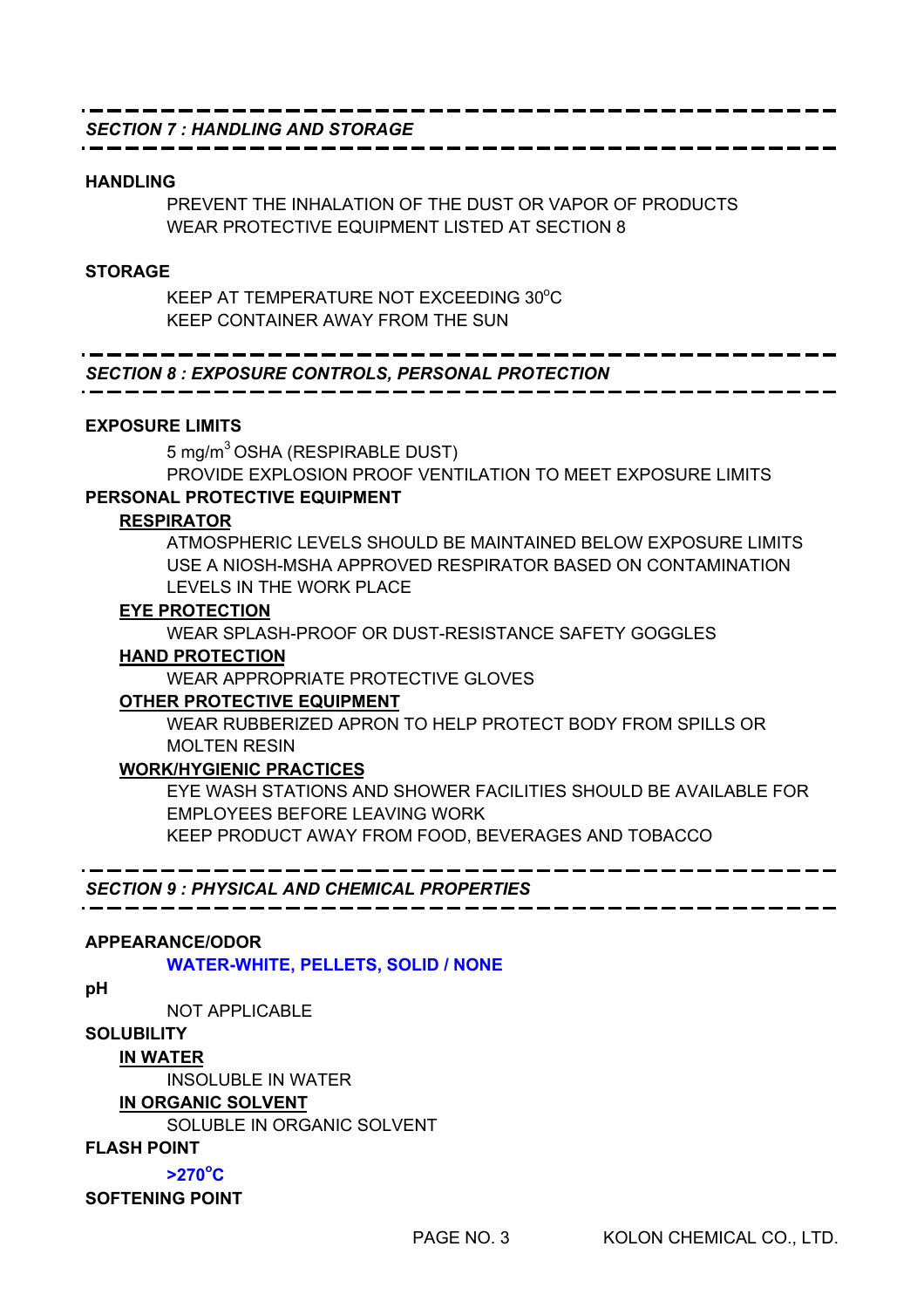## *SECTION 7 : HANDLING AND STORAGE*

**HANDLING**

PREVENT THE INHALATION OF THE DUST OR VAPOR OF PRODUCTS
WEAR PROTECTIVE EQUIPMENT LISTED AT SECTION 8

**STORAGE**

KEEP AT TEMPERATURE NOT EXCEEDING 30°C
KEEP CONTAINER AWAY FROM THE SUN

## *SECTION 8 : EXPOSURE CONTROLS, PERSONAL PROTECTION*

**EXPOSURE LIMITS**

5 $mg/m^3$ OSHA (RESPIRABLE DUST)
PROVIDE EXPLOSION PROOF VENTILATION TO MEET EXPOSURE LIMITS

**PERSONAL PROTECTIVE EQUIPMENT**

**RESPIRATOR**

ATMOSPHERIC LEVELS SHOULD BE MAINTAINED BELOW EXPOSURE LIMITS
USE A NIOSH-MSHA APPROVED RESPIRATOR BASED ON CONTAMINATION LEVELS IN THE WORK PLACE

**EYE PROTECTION**

WEAR SPLASH-PROOF OR DUST-RESISTANCE SAFETY GOGGLES

**HAND PROTECTION**

WEAR APPROPRIATE PROTECTIVE GLOVES

**OTHER PROTECTIVE EQUIPMENT**

WEAR RUBBERIZED APRON TO HELP PROTECT BODY FROM SPILLS OR MOLTEN RESIN

**WORK/HYGIENIC PRACTICES**

EYE WASH STATIONS AND SHOWER FACILITIES SHOULD BE AVAILABLE FOR EMPLOYEES BEFORE LEAVING WORK
KEEP PRODUCT AWAY FROM FOOD, BEVERAGES AND TOBACCO

## *SECTION 9 : PHYSICAL AND CHEMICAL PROPERTIES*

**APPEARANCE/ODOR**

**WATER-WHITE, PELLETS, SOLID / NONE**

**pH**

NOT APPLICABLE

**SOLUBILITY**

**IN WATER**

INSOLUBLE IN WATER

**IN ORGANIC SOLVENT**

SOLUBLE IN ORGANIC SOLVENT

**FLASH POINT**

**>270°C**

**SOFTENING POINT**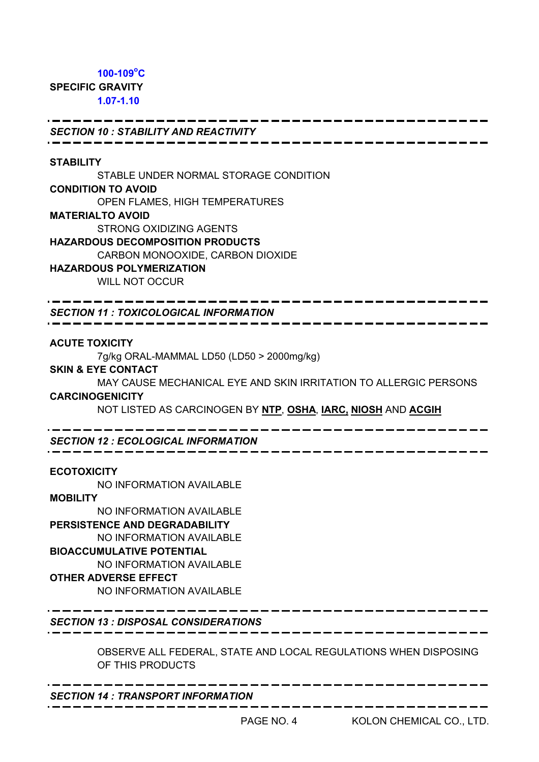100-109°C

**SPECIFIC GRAVITY**

1.07-1.10

## *SECTION 10 : STABILITY AND REACTIVITY*

**STABILITY**

STABLE UNDER NORMAL STORAGE CONDITION

**CONDITION TO AVOID**

OPEN FLAMES, HIGH TEMPERATURES

**MATERIALTO AVOID**

STRONG OXIDIZING AGENTS

**HAZARDOUS DECOMPOSITION PRODUCTS**

CARBON MONOOXIDE, CARBON DIOXIDE

**HAZARDOUS POLYMERIZATION**

WILL NOT OCCUR

## *SECTION 11 : TOXICOLOGICAL INFORMATION*

**ACUTE TOXICITY**

7g/kg ORAL-MAMMAL LD50 (LD50 > 2000mg/kg)

**SKIN & EYE CONTACT**

MAY CAUSE MECHANICAL EYE AND SKIN IRRITATION TO ALLERGIC PERSONS

**CARCINOGENICITY**

NOT LISTED AS CARCINOGEN BY **NTP**, **OSHA**, **IARC, NIOSH** AND **ACGIH**

## *SECTION 12 : ECOLOGICAL INFORMATION*

**ECOTOXICITY**

NO INFORMATION AVAILABLE

**MOBILITY**

NO INFORMATION AVAILABLE

**PERSISTENCE AND DEGRADABILITY**

NO INFORMATION AVAILABLE

**BIOACCUMULATIVE POTENTIAL**

NO INFORMATION AVAILABLE

**OTHER ADVERSE EFFECT**

NO INFORMATION AVAILABLE

## *SECTION 13 : DISPOSAL CONSIDERATIONS*

OBSERVE ALL FEDERAL, STATE AND LOCAL REGULATIONS WHEN DISPOSING OF THIS PRODUCTS

## *SECTION 14 : TRANSPORT INFORMATION*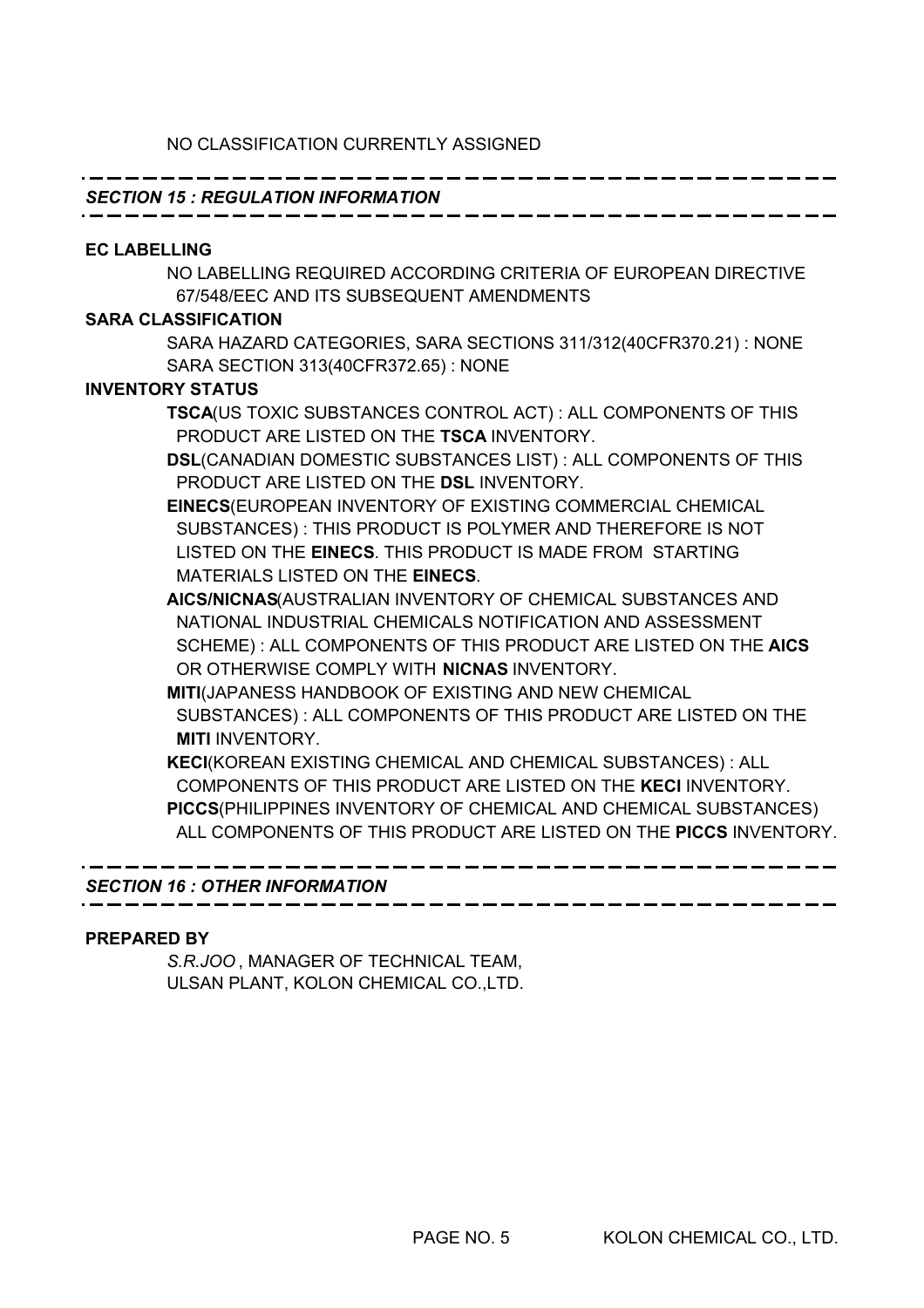NO CLASSIFICATION CURRENTLY ASSIGNED

## *SECTION 15 : REGULATION INFORMATION*

**EC LABELLING**

NO LABELLING REQUIRED ACCORDING CRITERIA OF EUROPEAN DIRECTIVE 67/548/EEC AND ITS SUBSEQUENT AMENDMENTS

**SARA CLASSIFICATION**

SARA HAZARD CATEGORIES, SARA SECTIONS 311/312(40CFR370.21) : NONE
SARA SECTION 313(40CFR372.65) : NONE

**INVENTORY STATUS**

**TSCA**(US TOXIC SUBSTANCES CONTROL ACT) : ALL COMPONENTS OF THIS PRODUCT ARE LISTED ON THE **TSCA** INVENTORY.

**DSL**(CANADIAN DOMESTIC SUBSTANCES LIST) : ALL COMPONENTS OF THIS PRODUCT ARE LISTED ON THE **DSL** INVENTORY.

**EINECS**(EUROPEAN INVENTORY OF EXISTING COMMERCIAL CHEMICAL SUBSTANCES) : THIS PRODUCT IS POLYMER AND THEREFORE IS NOT LISTED ON THE **EINECS**. THIS PRODUCT IS MADE FROM STARTING MATERIALS LISTED ON THE **EINECS**.

**AICS/NICNAS**(AUSTRALIAN INVENTORY OF CHEMICAL SUBSTANCES AND NATIONAL INDUSTRIAL CHEMICALS NOTIFICATION AND ASSESSMENT SCHEME) : ALL COMPONENTS OF THIS PRODUCT ARE LISTED ON THE **AICS** OR OTHERWISE COMPLY WITH **NICNAS** INVENTORY.

**MITI**(JAPANESS HANDBOOK OF EXISTING AND NEW CHEMICAL SUBSTANCES) : ALL COMPONENTS OF THIS PRODUCT ARE LISTED ON THE **MITI** INVENTORY.

**KECI**(KOREAN EXISTING CHEMICAL AND CHEMICAL SUBSTANCES) : ALL COMPONENTS OF THIS PRODUCT ARE LISTED ON THE **KECI** INVENTORY.

**PICCS**(PHILIPPINES INVENTORY OF CHEMICAL AND CHEMICAL SUBSTANCES) ALL COMPONENTS OF THIS PRODUCT ARE LISTED ON THE **PICCS** INVENTORY.

## *SECTION 16 : OTHER INFORMATION*

**PREPARED BY**

*S.R.JOO* , MANAGER OF TECHNICAL TEAM,
ULSAN PLANT, KOLON CHEMICAL CO.,LTD.